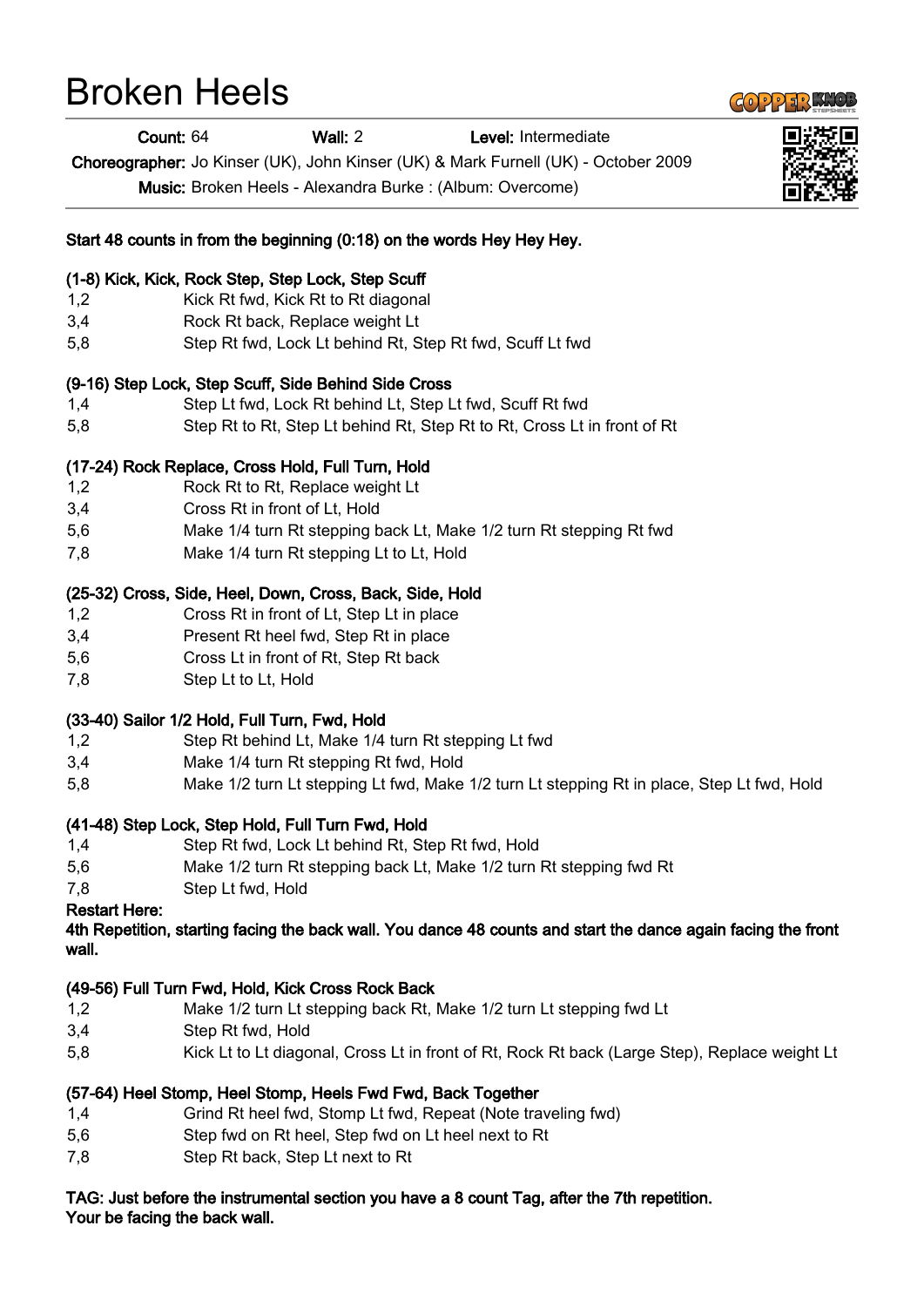# Broken Heels

**Count:** 64 **Wall:** 2 **Level:** Intermediate

**Choreographer:** Jo Kinser (UK), John Kinser (UK) & Mark Furnell (UK) - October 2009

**Music:** Broken Heels - Alexandra Burke : (Album: Overcome)

**Start 48 counts in from the beginning (0:18) on the words Hey Hey Hey.**

**(1-8) Kick, Kick, Rock Step, Step Lock, Step Scuff**

| | |
|---|---|
| 1,2 | Kick Rt fwd, Kick Rt to Rt diagonal |
| 3,4 | Rock Rt back, Replace weight Lt |
| 5,8 | Step Rt fwd, Lock Lt behind Rt, Step Rt fwd, Scuff Lt fwd |

**(9-16) Step Lock, Step Scuff, Side Behind Side Cross**

| | |
|---|---|
| 1,4 | Step Lt fwd, Lock Rt behind Lt, Step Lt fwd, Scuff Rt fwd |
| 5,8 | Step Rt to Rt, Step Lt behind Rt, Step Rt to Rt, Cross Lt in front of Rt |

**(17-24) Rock Replace, Cross Hold, Full Turn, Hold**

| | |
|---|---|
| 1,2 | Rock Rt to Rt, Replace weight Lt |
| 3,4 | Cross Rt in front of Lt, Hold |
| 5,6 | Make 1/4 turn Rt stepping back Lt, Make 1/2 turn Rt stepping Rt fwd |
| 7,8 | Make 1/4 turn Rt stepping Lt to Lt, Hold |

**(25-32) Cross, Side, Heel, Down, Cross, Back, Side, Hold**

| | |
|---|---|
| 1,2 | Cross Rt in front of Lt, Step Lt in place |
| 3,4 | Present Rt heel fwd, Step Rt in place |
| 5,6 | Cross Lt in front of Rt, Step Rt back |
| 7,8 | Step Lt to Lt, Hold |

**(33-40) Sailor 1/2 Hold, Full Turn, Fwd, Hold**

| | |
|---|---|
| 1,2 | Step Rt behind Lt, Make 1/4 turn Rt stepping Lt fwd |
| 3,4 | Make 1/4 turn Rt stepping Rt fwd, Hold |
| 5,8 | Make 1/2 turn Lt stepping Lt fwd, Make 1/2 turn Lt stepping Rt in place, Step Lt fwd, Hold |

**(41-48) Step Lock, Step Hold, Full Turn Fwd, Hold**

| | |
|---|---|
| 1,4 | Step Rt fwd, Lock Lt behind Rt, Step Rt fwd, Hold |
| 5,6 | Make 1/2 turn Rt stepping back Lt, Make 1/2 turn Rt stepping fwd Rt |
| 7,8 | Step Lt fwd, Hold |

**Restart Here:**

**4th Repetition, starting facing the back wall. You dance 48 counts and start the dance again facing the front wall.**

**(49-56) Full Turn Fwd, Hold, Kick Cross Rock Back**

| | |
|---|---|
| 1,2 | Make 1/2 turn Lt stepping back Rt, Make 1/2 turn Lt stepping fwd Lt |
| 3,4 | Step Rt fwd, Hold |
| 5,8 | Kick Lt to Lt diagonal, Cross Lt in front of Rt, Rock Rt back (Large Step), Replace weight Lt |

**(57-64) Heel Stomp, Heel Stomp, Heels Fwd Fwd, Back Together**

| | |
|---|---|
| 1,4 | Grind Rt heel fwd, Stomp Lt fwd, Repeat (Note traveling fwd) |
| 5,6 | Step fwd on Rt heel, Step fwd on Lt heel next to Rt |
| 7,8 | Step Rt back, Step Lt next to Rt |

**TAG: Just before the instrumental section you have a 8 count Tag, after the 7th repetition. Your be facing the back wall.**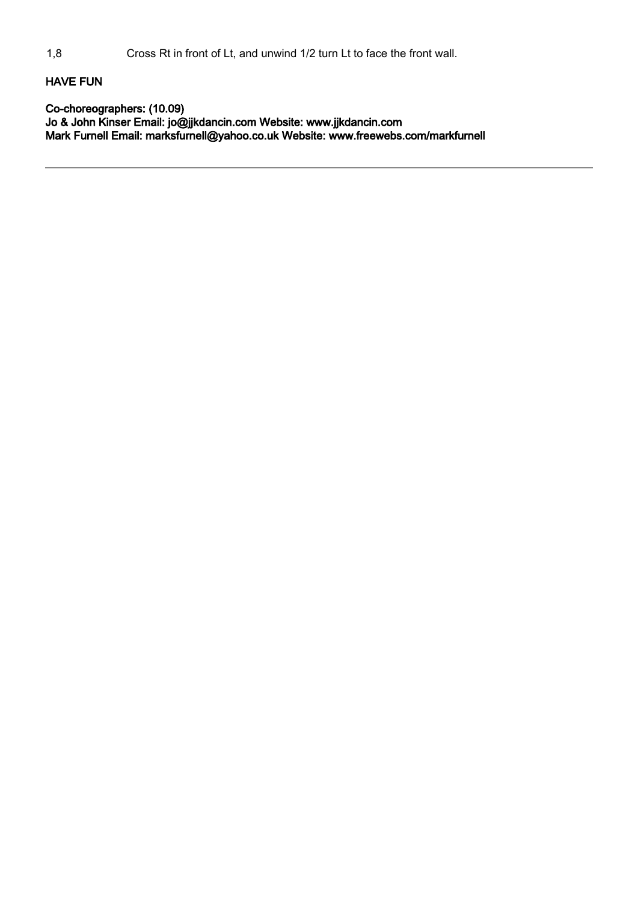1,8 Cross Rt in front of Lt, and unwind 1/2 turn Lt to face the front wall.

**HAVE FUN**

**Co-choreographers: (10.09)**
**Jo & John Kinser Email: jo@jjkdancin.com Website: www.jjkdancin.com**
**Mark Furnell Email: marksfurnell@yahoo.co.uk Website: www.freewebs.com/markfurnell**

---